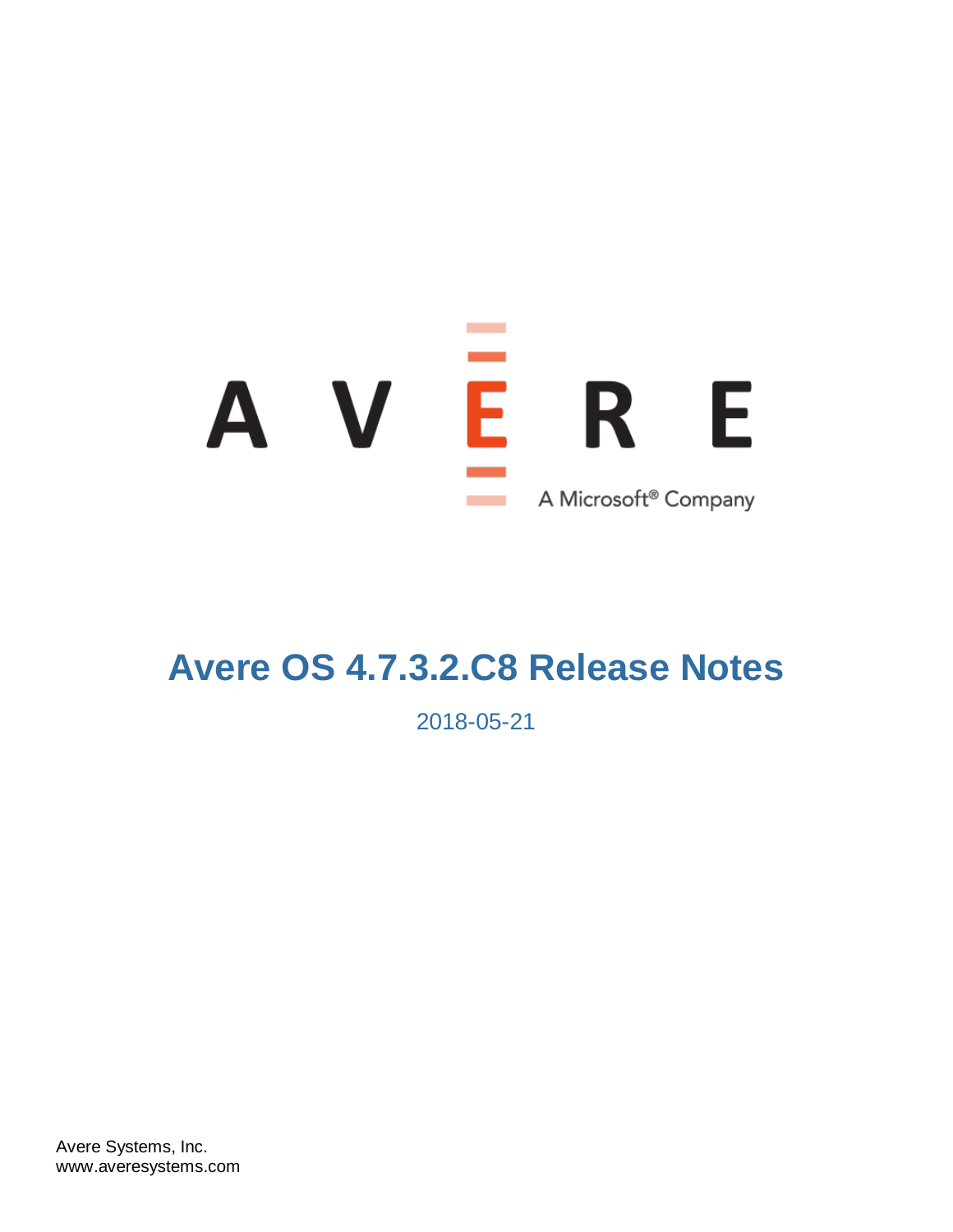AVERE

A Microsoft® Company

# Avere OS 4.7.3.2.C8 Release Notes

2018-05-21

Avere Systems, Inc.
www.averesystems.com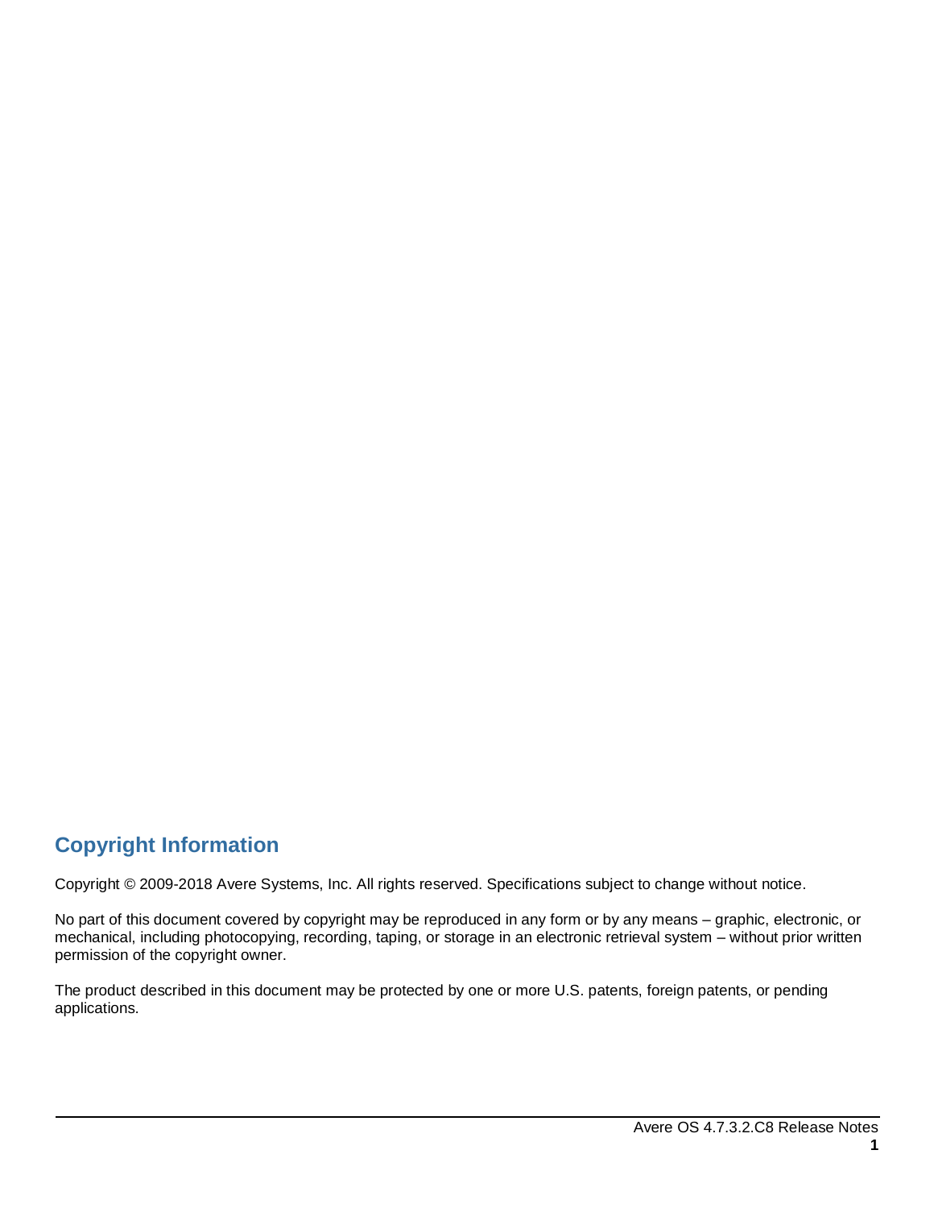## Copyright Information

Copyright © 2009-2018 Avere Systems, Inc. All rights reserved. Specifications subject to change without notice.

No part of this document covered by copyright may be reproduced in any form or by any means – graphic, electronic, or mechanical, including photocopying, recording, taping, or storage in an electronic retrieval system – without prior written permission of the copyright owner.

The product described in this document may be protected by one or more U.S. patents, foreign patents, or pending applications.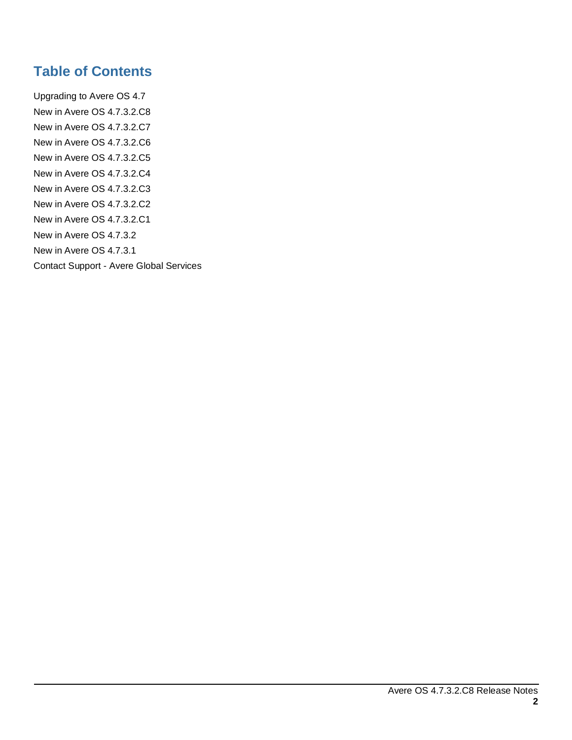## Table of Contents

Upgrading to Avere OS 4.7

New in Avere OS 4.7.3.2.C8

New in Avere OS 4.7.3.2.C7

New in Avere OS 4.7.3.2.C6

New in Avere OS 4.7.3.2.C5

New in Avere OS 4.7.3.2.C4

New in Avere OS 4.7.3.2.C3

New in Avere OS 4.7.3.2.C2

New in Avere OS 4.7.3.2.C1

New in Avere OS 4.7.3.2

New in Avere OS 4.7.3.1

Contact Support - Avere Global Services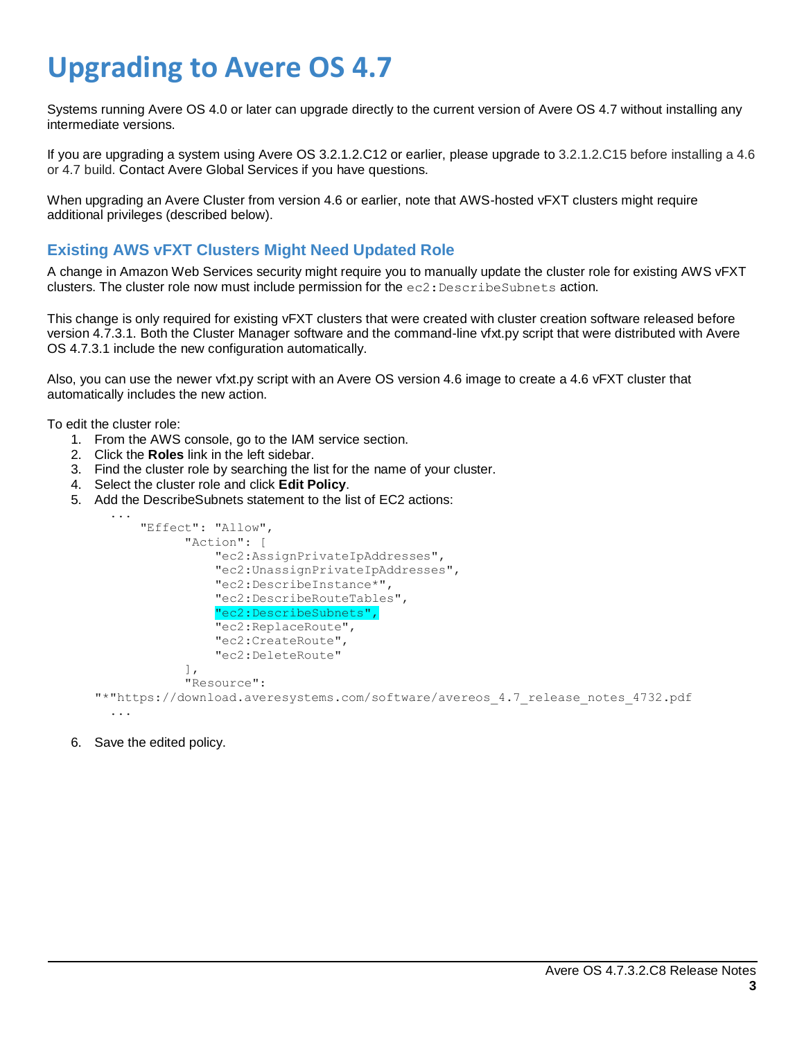# Upgrading to Avere OS 4.7

Systems running Avere OS 4.0 or later can upgrade directly to the current version of Avere OS 4.7 without installing any intermediate versions.

If you are upgrading a system using Avere OS 3.2.1.2.C12 or earlier, please upgrade to 3.2.1.2.C15 before installing a 4.6 or 4.7 build. Contact Avere Global Services if you have questions.

When upgrading an Avere Cluster from version 4.6 or earlier, note that AWS-hosted vFXT clusters might require additional privileges (described below).

## Existing AWS vFXT Clusters Might Need Updated Role

A change in Amazon Web Services security might require you to manually update the cluster role for existing AWS vFXT clusters. The cluster role now must include permission for the `ec2:DescribeSubnets` action.

This change is only required for existing vFXT clusters that were created with cluster creation software released before version 4.7.3.1. Both the Cluster Manager software and the command-line vfxt.py script that were distributed with Avere OS 4.7.3.1 include the new configuration automatically.

Also, you can use the newer vfxt.py script with an Avere OS version 4.6 image to create a 4.6 vFXT cluster that automatically includes the new action.

To edit the cluster role:

1. From the AWS console, go to the IAM service section.
2. Click the **Roles** link in the left sidebar.
3. Find the cluster role by searching the list for the name of your cluster.
4. Select the cluster role and click **Edit Policy**.
5. Add the DescribeSubnets statement to the list of EC2 actions:

```
...
    "Effect": "Allow",
          "Action": [
              "ec2:AssignPrivateIpAddresses",
              "ec2:UnassignPrivateIpAddresses",
              "ec2:DescribeInstance*",
              "ec2:DescribeRouteTables",
              "ec2:DescribeSubnets",
              "ec2:ReplaceRoute",
              "ec2:CreateRoute",
              "ec2:DeleteRoute"
          ],
          "Resource":
"*"https://download.averesystems.com/software/avereos_4.7_release_notes_4732.pdf
...
```

6. Save the edited policy.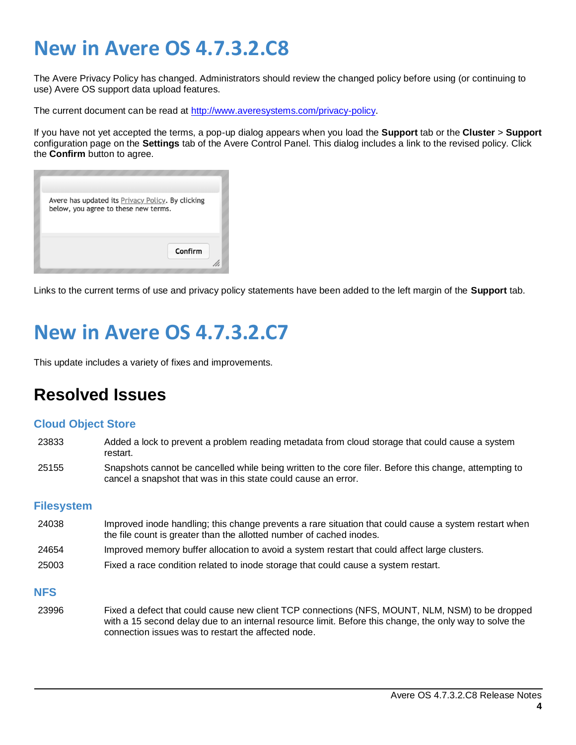# New in Avere OS 4.7.3.2.C8

The Avere Privacy Policy has changed. Administrators should review the changed policy before using (or continuing to use) Avere OS support data upload features.

The current document can be read at http://www.averesystems.com/privacy-policy.

If you have not yet accepted the terms, a pop-up dialog appears when you load the **Support** tab or the **Cluster** > **Support** configuration page on the **Settings** tab of the Avere Control Panel. This dialog includes a link to the revised policy. Click the **Confirm** button to agree.

Links to the current terms of use and privacy policy statements have been added to the left margin of the **Support** tab.

# New in Avere OS 4.7.3.2.C7

This update includes a variety of fixes and improvements.

## Resolved Issues

### Cloud Object Store

| | |
|---|---|
| 23833 | Added a lock to prevent a problem reading metadata from cloud storage that could cause a system restart. |
| 25155 | Snapshots cannot be cancelled while being written to the core filer. Before this change, attempting to cancel a snapshot that was in this state could cause an error. |

### Filesystem

| | |
|---|---|
| 24038 | Improved inode handling; this change prevents a rare situation that could cause a system restart when the file count is greater than the allotted number of cached inodes. |
| 24654 | Improved memory buffer allocation to avoid a system restart that could affect large clusters. |
| 25003 | Fixed a race condition related to inode storage that could cause a system restart. |

### NFS

| | |
|---|---|
| 23996 | Fixed a defect that could cause new client TCP connections (NFS, MOUNT, NLM, NSM) to be dropped with a 15 second delay due to an internal resource limit. Before this change, the only way to solve the connection issues was to restart the affected node. |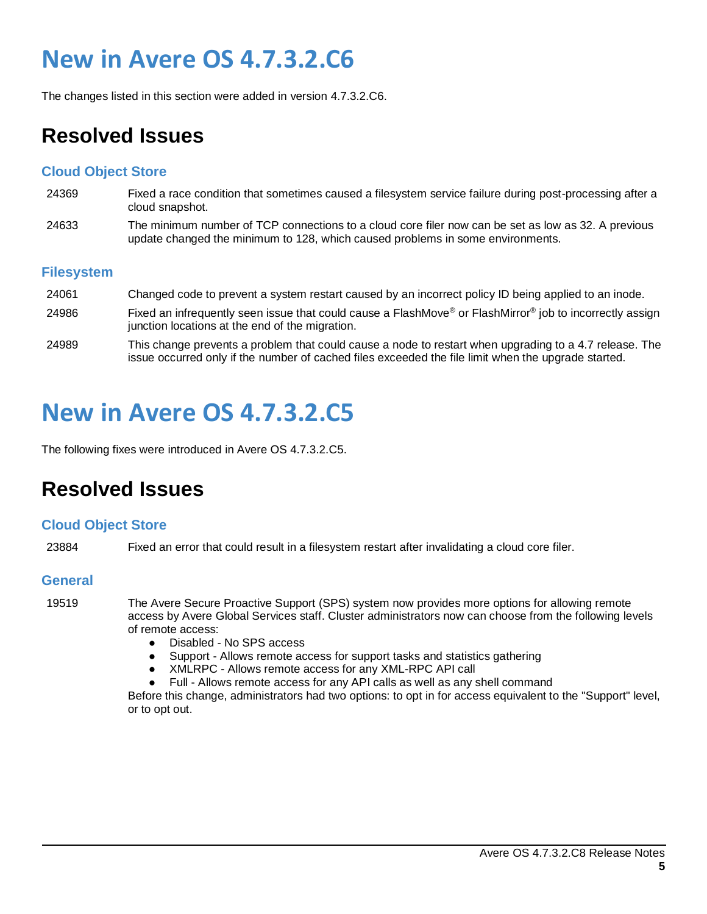# New in Avere OS 4.7.3.2.C6

The changes listed in this section were added in version 4.7.3.2.C6.

## Resolved Issues

### Cloud Object Store

| | |
|---|---|
| 24369 | Fixed a race condition that sometimes caused a filesystem service failure during post-processing after a cloud snapshot. |
| 24633 | The minimum number of TCP connections to a cloud core filer now can be set as low as 32. A previous update changed the minimum to 128, which caused problems in some environments. |

### Filesystem

| | |
|---|---|
| 24061 | Changed code to prevent a system restart caused by an incorrect policy ID being applied to an inode. |
| 24986 | Fixed an infrequently seen issue that could cause a FlashMove® or FlashMirror® job to incorrectly assign junction locations at the end of the migration. |
| 24989 | This change prevents a problem that could cause a node to restart when upgrading to a 4.7 release. The issue occurred only if the number of cached files exceeded the file limit when the upgrade started. |

# New in Avere OS 4.7.3.2.C5

The following fixes were introduced in Avere OS 4.7.3.2.C5.

## Resolved Issues

### Cloud Object Store

| | |
|---|---|
| 23884 | Fixed an error that could result in a filesystem restart after invalidating a cloud core filer. |

### General

19519 — The Avere Secure Proactive Support (SPS) system now provides more options for allowing remote access by Avere Global Services staff. Cluster administrators now can choose from the following levels of remote access:

- Disabled - No SPS access
- Support - Allows remote access for support tasks and statistics gathering
- XMLRPC - Allows remote access for any XML-RPC API call
- Full - Allows remote access for any API calls as well as any shell command

Before this change, administrators had two options: to opt in for access equivalent to the "Support" level, or to opt out.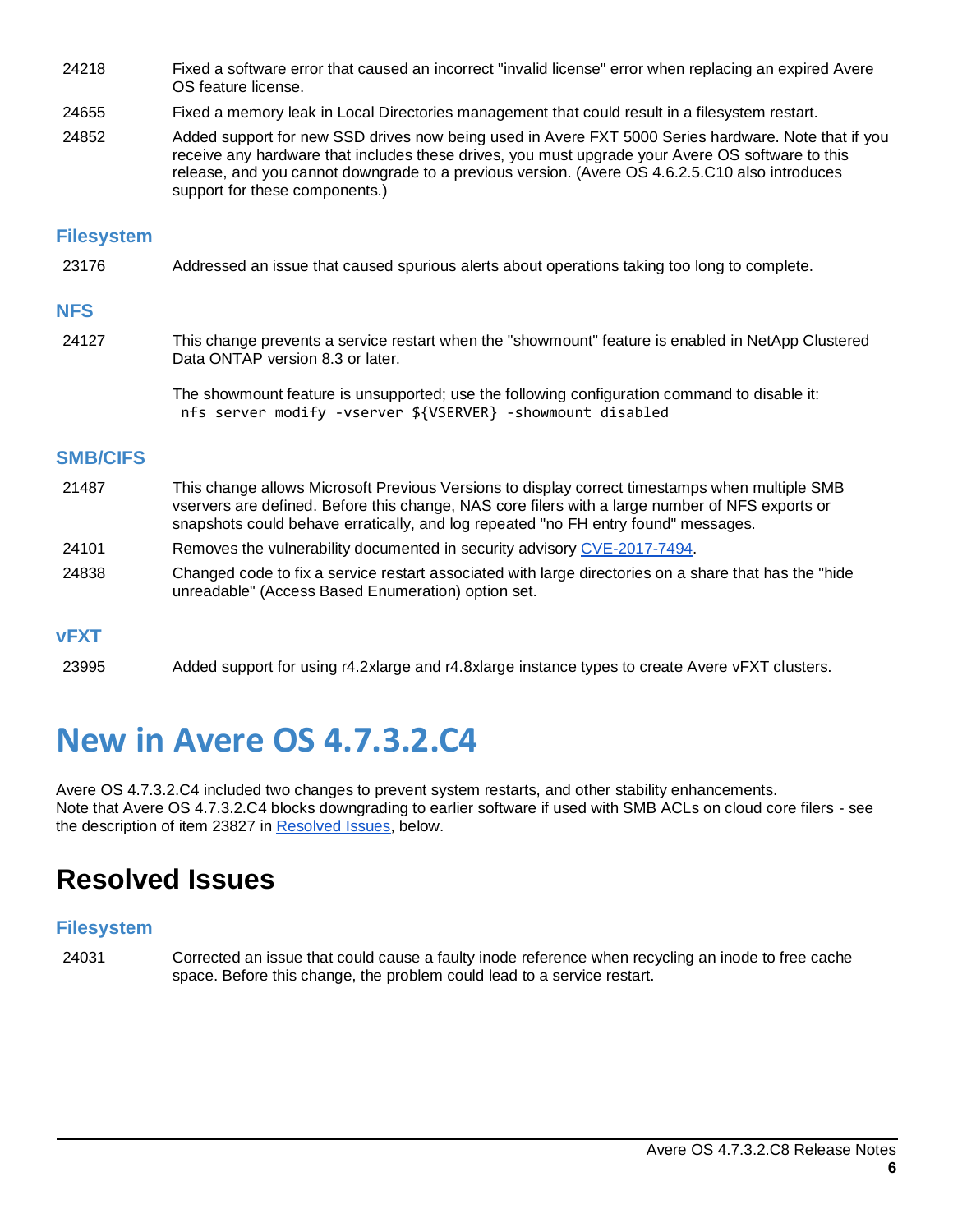| | |
|---|---|
| 24218 | Fixed a software error that caused an incorrect "invalid license" error when replacing an expired Avere OS feature license. |
| 24655 | Fixed a memory leak in Local Directories management that could result in a filesystem restart. |
| 24852 | Added support for new SSD drives now being used in Avere FXT 5000 Series hardware. Note that if you receive any hardware that includes these drives, you must upgrade your Avere OS software to this release, and you cannot downgrade to a previous version. (Avere OS 4.6.2.5.C10 also introduces support for these components.) |

### Filesystem

| | |
|---|---|
| 23176 | Addressed an issue that caused spurious alerts about operations taking too long to complete. |

### NFS

24127 This change prevents a service restart when the "showmount" feature is enabled in NetApp Clustered Data ONTAP version 8.3 or later.

The showmount feature is unsupported; use the following configuration command to disable it:

```
nfs server modify -vserver ${VSERVER} -showmount disabled
```

### SMB/CIFS

| | |
|---|---|
| 21487 | This change allows Microsoft Previous Versions to display correct timestamps when multiple SMB vservers are defined. Before this change, NAS core filers with a large number of NFS exports or snapshots could behave erratically, and log repeated "no FH entry found" messages. |
| 24101 | Removes the vulnerability documented in security advisory CVE-2017-7494. |
| 24838 | Changed code to fix a service restart associated with large directories on a share that has the "hide unreadable" (Access Based Enumeration) option set. |

### vFXT

| | |
|---|---|
| 23995 | Added support for using r4.2xlarge and r4.8xlarge instance types to create Avere vFXT clusters. |

# New in Avere OS 4.7.3.2.C4

Avere OS 4.7.3.2.C4 included two changes to prevent system restarts, and other stability enhancements.
Note that Avere OS 4.7.3.2.C4 blocks downgrading to earlier software if used with SMB ACLs on cloud core filers - see the description of item 23827 in Resolved Issues, below.

## Resolved Issues

### Filesystem

| | |
|---|---|
| 24031 | Corrected an issue that could cause a faulty inode reference when recycling an inode to free cache space. Before this change, the problem could lead to a service restart. |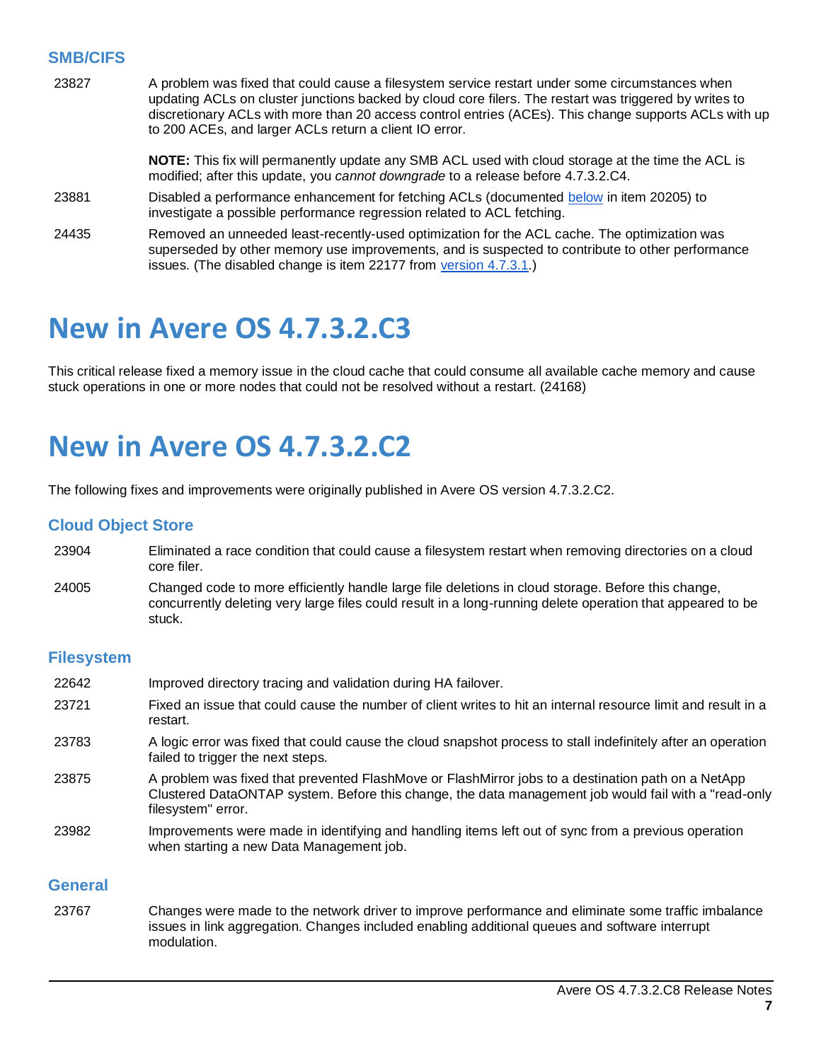### SMB/CIFS

| | |
|---|---|
| 23827 | A problem was fixed that could cause a filesystem service restart under some circumstances when updating ACLs on cluster junctions backed by cloud core filers. The restart was triggered by writes to discretionary ACLs with more than 20 access control entries (ACEs). This change supports ACLs with up to 200 ACEs, and larger ACLs return a client IO error.<br><br>**NOTE:** This fix will permanently update any SMB ACL used with cloud storage at the time the ACL is modified; after this update, you *cannot downgrade* to a release before 4.7.3.2.C4. |
| 23881 | Disabled a performance enhancement for fetching ACLs (documented below in item 20205) to investigate a possible performance regression related to ACL fetching. |
| 24435 | Removed an unneeded least-recently-used optimization for the ACL cache. The optimization was superseded by other memory use improvements, and is suspected to contribute to other performance issues. (The disabled change is item 22177 from version 4.7.3.1.) |

# New in Avere OS 4.7.3.2.C3

This critical release fixed a memory issue in the cloud cache that could consume all available cache memory and cause stuck operations in one or more nodes that could not be resolved without a restart. (24168)

# New in Avere OS 4.7.3.2.C2

The following fixes and improvements were originally published in Avere OS version 4.7.3.2.C2.

### Cloud Object Store

| | |
|---|---|
| 23904 | Eliminated a race condition that could cause a filesystem restart when removing directories on a cloud core filer. |
| 24005 | Changed code to more efficiently handle large file deletions in cloud storage. Before this change, concurrently deleting very large files could result in a long-running delete operation that appeared to be stuck. |

### Filesystem

| | |
|---|---|
| 22642 | Improved directory tracing and validation during HA failover. |
| 23721 | Fixed an issue that could cause the number of client writes to hit an internal resource limit and result in a restart. |
| 23783 | A logic error was fixed that could cause the cloud snapshot process to stall indefinitely after an operation failed to trigger the next steps. |
| 23875 | A problem was fixed that prevented FlashMove or FlashMirror jobs to a destination path on a NetApp Clustered DataONTAP system. Before this change, the data management job would fail with a "read-only filesystem" error. |
| 23982 | Improvements were made in identifying and handling items left out of sync from a previous operation when starting a new Data Management job. |

### General

| | |
|---|---|
| 23767 | Changes were made to the network driver to improve performance and eliminate some traffic imbalance issues in link aggregation. Changes included enabling additional queues and software interrupt modulation. |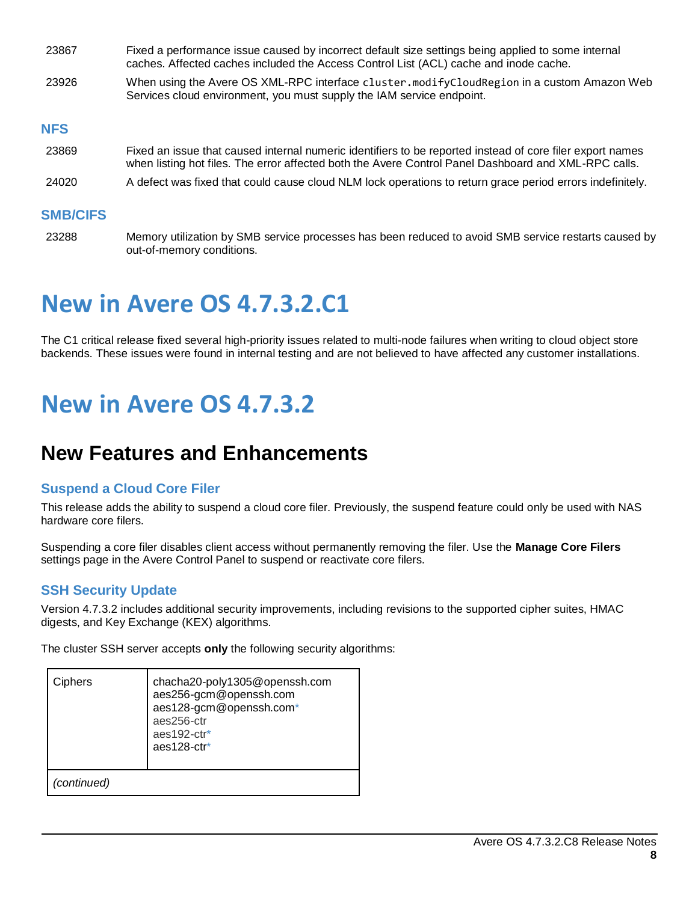| | |
|---|---|
| 23867 | Fixed a performance issue caused by incorrect default size settings being applied to some internal caches. Affected caches included the Access Control List (ACL) cache and inode cache. |
| 23926 | When using the Avere OS XML-RPC interface `cluster.modifyCloudRegion` in a custom Amazon Web Services cloud environment, you must supply the IAM service endpoint. |

### NFS

| | |
|---|---|
| 23869 | Fixed an issue that caused internal numeric identifiers to be reported instead of core filer export names when listing hot files. The error affected both the Avere Control Panel Dashboard and XML-RPC calls. |
| 24020 | A defect was fixed that could cause cloud NLM lock operations to return grace period errors indefinitely. |

### SMB/CIFS

| | |
|---|---|
| 23288 | Memory utilization by SMB service processes has been reduced to avoid SMB service restarts caused by out-of-memory conditions. |

# New in Avere OS 4.7.3.2.C1

The C1 critical release fixed several high-priority issues related to multi-node failures when writing to cloud object store backends. These issues were found in internal testing and are not believed to have affected any customer installations.

# New in Avere OS 4.7.3.2

## New Features and Enhancements

### Suspend a Cloud Core Filer

This release adds the ability to suspend a cloud core filer. Previously, the suspend feature could only be used with NAS hardware core filers.

Suspending a core filer disables client access without permanently removing the filer. Use the **Manage Core Filers** settings page in the Avere Control Panel to suspend or reactivate core filers.

### SSH Security Update

Version 4.7.3.2 includes additional security improvements, including revisions to the supported cipher suites, HMAC digests, and Key Exchange (KEX) algorithms.

The cluster SSH server accepts **only** the following security algorithms:

| | |
|---|---|
| Ciphers | chacha20-poly1305@openssh.com<br>aes256-gcm@openssh.com<br>aes128-gcm@openssh.com*<br>aes256-ctr<br>aes192-ctr*<br>aes128-ctr* |
| *(continued)* | |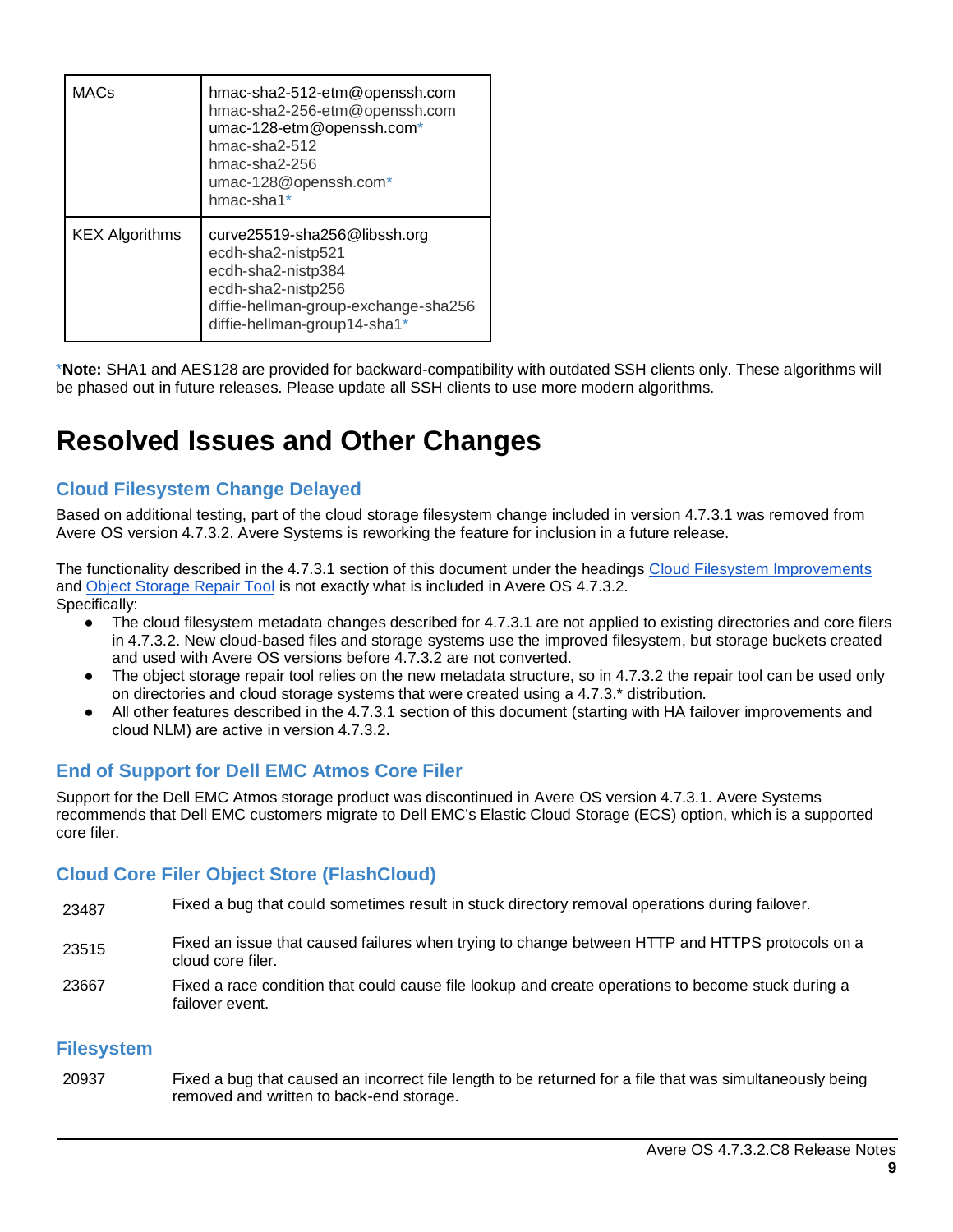| MACs | hmac-sha2-512-etm@openssh.com<br>hmac-sha2-256-etm@openssh.com<br>umac-128-etm@openssh.com*<br>hmac-sha2-512<br>hmac-sha2-256<br>umac-128@openssh.com*<br>hmac-sha1* |
|---|---|
| KEX Algorithms | curve25519-sha256@libssh.org<br>ecdh-sha2-nistp521<br>ecdh-sha2-nistp384<br>ecdh-sha2-nistp256<br>diffie-hellman-group-exchange-sha256<br>diffie-hellman-group14-sha1* |

***Note:** SHA1 and AES128 are provided for backward-compatibility with outdated SSH clients only. These algorithms will be phased out in future releases. Please update all SSH clients to use more modern algorithms.

# Resolved Issues and Other Changes

## Cloud Filesystem Change Delayed

Based on additional testing, part of the cloud storage filesystem change included in version 4.7.3.1 was removed from Avere OS version 4.7.3.2. Avere Systems is reworking the feature for inclusion in a future release.

The functionality described in the 4.7.3.1 section of this document under the headings Cloud Filesystem Improvements and Object Storage Repair Tool is not exactly what is included in Avere OS 4.7.3.2.
Specifically:

- The cloud filesystem metadata changes described for 4.7.3.1 are not applied to existing directories and core filers in 4.7.3.2. New cloud-based files and storage systems use the improved filesystem, but storage buckets created and used with Avere OS versions before 4.7.3.2 are not converted.
- The object storage repair tool relies on the new metadata structure, so in 4.7.3.2 the repair tool can be used only on directories and cloud storage systems that were created using a 4.7.3.* distribution.
- All other features described in the 4.7.3.1 section of this document (starting with HA failover improvements and cloud NLM) are active in version 4.7.3.2.

## End of Support for Dell EMC Atmos Core Filer

Support for the Dell EMC Atmos storage product was discontinued in Avere OS version 4.7.3.1. Avere Systems recommends that Dell EMC customers migrate to Dell EMC's Elastic Cloud Storage (ECS) option, which is a supported core filer.

## Cloud Core Filer Object Store (FlashCloud)

| | |
|---|---|
| 23487 | Fixed a bug that could sometimes result in stuck directory removal operations during failover. |
| 23515 | Fixed an issue that caused failures when trying to change between HTTP and HTTPS protocols on a cloud core filer. |
| 23667 | Fixed a race condition that could cause file lookup and create operations to become stuck during a failover event. |

## Filesystem

| | |
|---|---|
| 20937 | Fixed a bug that caused an incorrect file length to be returned for a file that was simultaneously being removed and written to back-end storage. |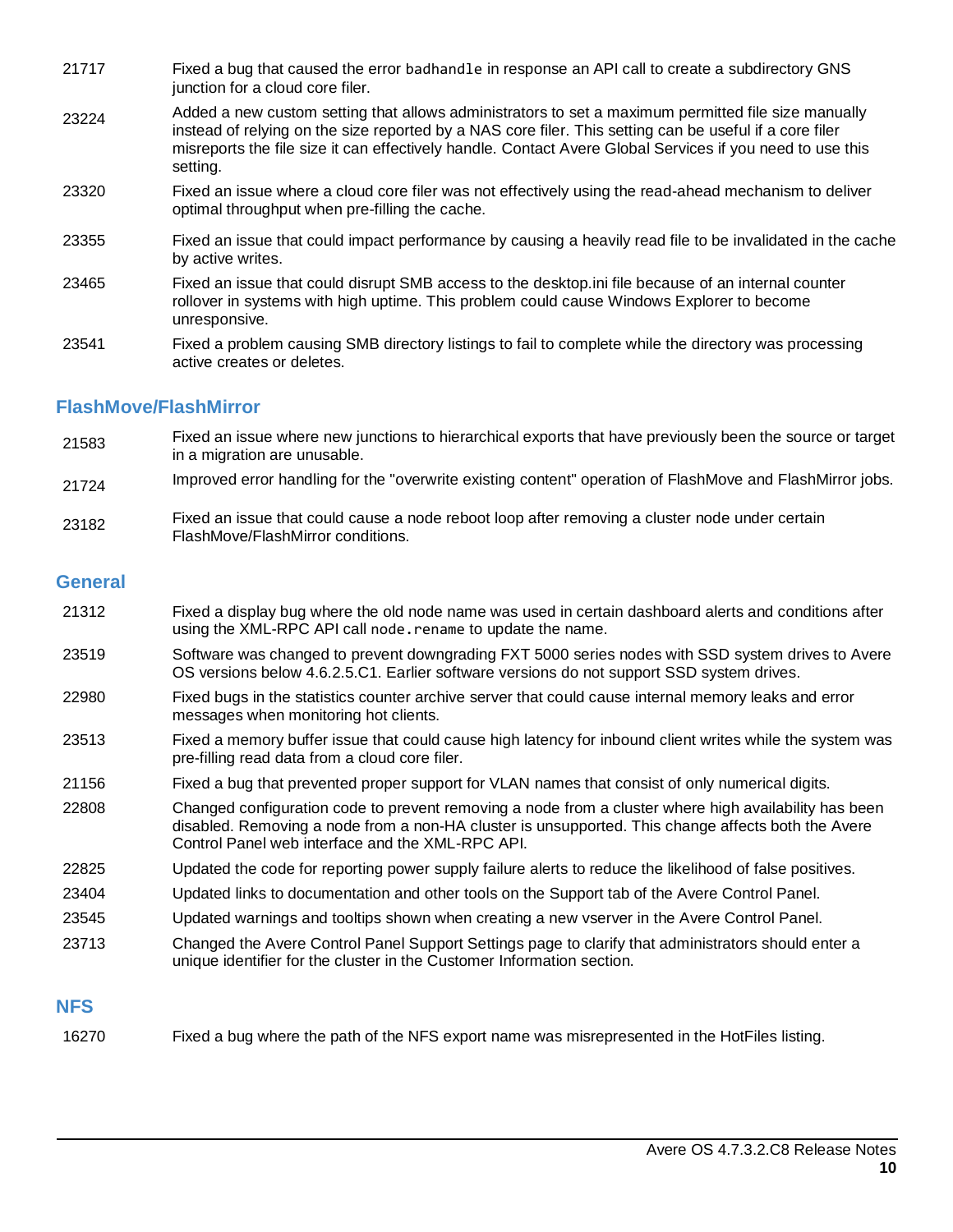| | |
|---|---|
| 21717 | Fixed a bug that caused the error `badhandle` in response an API call to create a subdirectory GNS junction for a cloud core filer. |
| 23224 | Added a new custom setting that allows administrators to set a maximum permitted file size manually instead of relying on the size reported by a NAS core filer. This setting can be useful if a core filer misreports the file size it can effectively handle. Contact Avere Global Services if you need to use this setting. |
| 23320 | Fixed an issue where a cloud core filer was not effectively using the read-ahead mechanism to deliver optimal throughput when pre-filling the cache. |
| 23355 | Fixed an issue that could impact performance by causing a heavily read file to be invalidated in the cache by active writes. |
| 23465 | Fixed an issue that could disrupt SMB access to the desktop.ini file because of an internal counter rollover in systems with high uptime. This problem could cause Windows Explorer to become unresponsive. |
| 23541 | Fixed a problem causing SMB directory listings to fail to complete while the directory was processing active creates or deletes. |

### FlashMove/FlashMirror

| | |
|---|---|
| 21583 | Fixed an issue where new junctions to hierarchical exports that have previously been the source or target in a migration are unusable. |
| 21724 | Improved error handling for the "overwrite existing content" operation of FlashMove and FlashMirror jobs. |
| 23182 | Fixed an issue that could cause a node reboot loop after removing a cluster node under certain FlashMove/FlashMirror conditions. |

### General

| | |
|---|---|
| 21312 | Fixed a display bug where the old node name was used in certain dashboard alerts and conditions after using the XML-RPC API call `node.rename` to update the name. |
| 23519 | Software was changed to prevent downgrading FXT 5000 series nodes with SSD system drives to Avere OS versions below 4.6.2.5.C1. Earlier software versions do not support SSD system drives. |
| 22980 | Fixed bugs in the statistics counter archive server that could cause internal memory leaks and error messages when monitoring hot clients. |
| 23513 | Fixed a memory buffer issue that could cause high latency for inbound client writes while the system was pre-filling read data from a cloud core filer. |
| 21156 | Fixed a bug that prevented proper support for VLAN names that consist of only numerical digits. |
| 22808 | Changed configuration code to prevent removing a node from a cluster where high availability has been disabled. Removing a node from a non-HA cluster is unsupported. This change affects both the Avere Control Panel web interface and the XML-RPC API. |
| 22825 | Updated the code for reporting power supply failure alerts to reduce the likelihood of false positives. |
| 23404 | Updated links to documentation and other tools on the Support tab of the Avere Control Panel. |
| 23545 | Updated warnings and tooltips shown when creating a new vserver in the Avere Control Panel. |
| 23713 | Changed the Avere Control Panel Support Settings page to clarify that administrators should enter a unique identifier for the cluster in the Customer Information section. |

### NFS

| | |
|---|---|
| 16270 | Fixed a bug where the path of the NFS export name was misrepresented in the HotFiles listing. |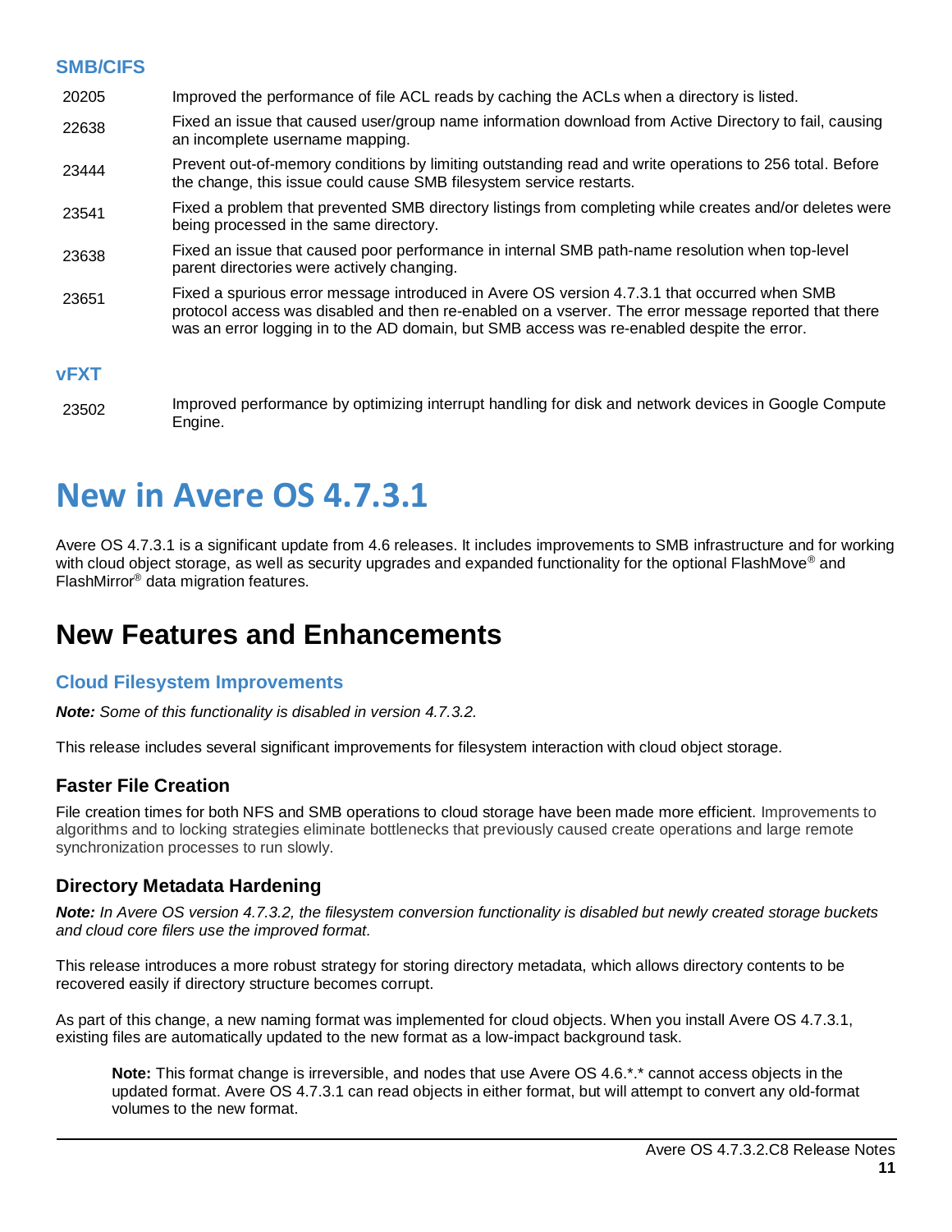### SMB/CIFS

| | |
|---|---|
| 20205 | Improved the performance of file ACL reads by caching the ACLs when a directory is listed. |
| 22638 | Fixed an issue that caused user/group name information download from Active Directory to fail, causing an incomplete username mapping. |
| 23444 | Prevent out-of-memory conditions by limiting outstanding read and write operations to 256 total. Before the change, this issue could cause SMB filesystem service restarts. |
| 23541 | Fixed a problem that prevented SMB directory listings from completing while creates and/or deletes were being processed in the same directory. |
| 23638 | Fixed an issue that caused poor performance in internal SMB path-name resolution when top-level parent directories were actively changing. |
| 23651 | Fixed a spurious error message introduced in Avere OS version 4.7.3.1 that occurred when SMB protocol access was disabled and then re-enabled on a vserver. The error message reported that there was an error logging in to the AD domain, but SMB access was re-enabled despite the error. |

### vFXT

| | |
|---|---|
| 23502 | Improved performance by optimizing interrupt handling for disk and network devices in Google Compute Engine. |

# New in Avere OS 4.7.3.1

Avere OS 4.7.3.1 is a significant update from 4.6 releases. It includes improvements to SMB infrastructure and for working with cloud object storage, as well as security upgrades and expanded functionality for the optional FlashMove® and FlashMirror® data migration features.

## New Features and Enhancements

### Cloud Filesystem Improvements

***Note:*** *Some of this functionality is disabled in version 4.7.3.2.*

This release includes several significant improvements for filesystem interaction with cloud object storage.

#### Faster File Creation

File creation times for both NFS and SMB operations to cloud storage have been made more efficient. Improvements to algorithms and to locking strategies eliminate bottlenecks that previously caused create operations and large remote synchronization processes to run slowly.

#### Directory Metadata Hardening

***Note:*** *In Avere OS version 4.7.3.2, the filesystem conversion functionality is disabled but newly created storage buckets and cloud core filers use the improved format.*

This release introduces a more robust strategy for storing directory metadata, which allows directory contents to be recovered easily if directory structure becomes corrupt.

As part of this change, a new naming format was implemented for cloud objects. When you install Avere OS 4.7.3.1, existing files are automatically updated to the new format as a low-impact background task.

> **Note:** This format change is irreversible, and nodes that use Avere OS 4.6.*.* cannot access objects in the updated format. Avere OS 4.7.3.1 can read objects in either format, but will attempt to convert any old-format volumes to the new format.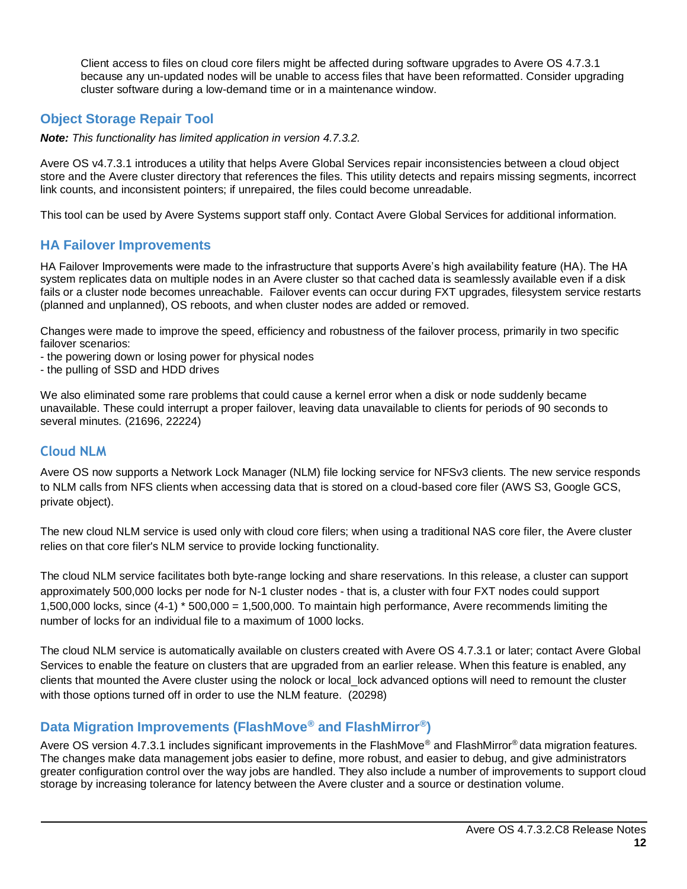Client access to files on cloud core filers might be affected during software upgrades to Avere OS 4.7.3.1 because any un-updated nodes will be unable to access files that have been reformatted. Consider upgrading cluster software during a low-demand time or in a maintenance window.

## Object Storage Repair Tool

***Note:*** *This functionality has limited application in version 4.7.3.2.*

Avere OS v4.7.3.1 introduces a utility that helps Avere Global Services repair inconsistencies between a cloud object store and the Avere cluster directory that references the files. This utility detects and repairs missing segments, incorrect link counts, and inconsistent pointers; if unrepaired, the files could become unreadable.

This tool can be used by Avere Systems support staff only. Contact Avere Global Services for additional information.

## HA Failover Improvements

HA Failover Improvements were made to the infrastructure that supports Avere's high availability feature (HA). The HA system replicates data on multiple nodes in an Avere cluster so that cached data is seamlessly available even if a disk fails or a cluster node becomes unreachable. Failover events can occur during FXT upgrades, filesystem service restarts (planned and unplanned), OS reboots, and when cluster nodes are added or removed.

Changes were made to improve the speed, efficiency and robustness of the failover process, primarily in two specific failover scenarios:

- the powering down or losing power for physical nodes
- the pulling of SSD and HDD drives

We also eliminated some rare problems that could cause a kernel error when a disk or node suddenly became unavailable. These could interrupt a proper failover, leaving data unavailable to clients for periods of 90 seconds to several minutes. (21696, 22224)

## Cloud NLM

Avere OS now supports a Network Lock Manager (NLM) file locking service for NFSv3 clients. The new service responds to NLM calls from NFS clients when accessing data that is stored on a cloud-based core filer (AWS S3, Google GCS, private object).

The new cloud NLM service is used only with cloud core filers; when using a traditional NAS core filer, the Avere cluster relies on that core filer's NLM service to provide locking functionality.

The cloud NLM service facilitates both byte-range locking and share reservations. In this release, a cluster can support approximately 500,000 locks per node for N-1 cluster nodes - that is, a cluster with four FXT nodes could support 1,500,000 locks, since (4-1) * 500,000 = 1,500,000. To maintain high performance, Avere recommends limiting the number of locks for an individual file to a maximum of 1000 locks.

The cloud NLM service is automatically available on clusters created with Avere OS 4.7.3.1 or later; contact Avere Global Services to enable the feature on clusters that are upgraded from an earlier release. When this feature is enabled, any clients that mounted the Avere cluster using the nolock or local_lock advanced options will need to remount the cluster with those options turned off in order to use the NLM feature. (20298)

## Data Migration Improvements (FlashMove® and FlashMirror®)

Avere OS version 4.7.3.1 includes significant improvements in the FlashMove® and FlashMirror® data migration features. The changes make data management jobs easier to define, more robust, and easier to debug, and give administrators greater configuration control over the way jobs are handled. They also include a number of improvements to support cloud storage by increasing tolerance for latency between the Avere cluster and a source or destination volume.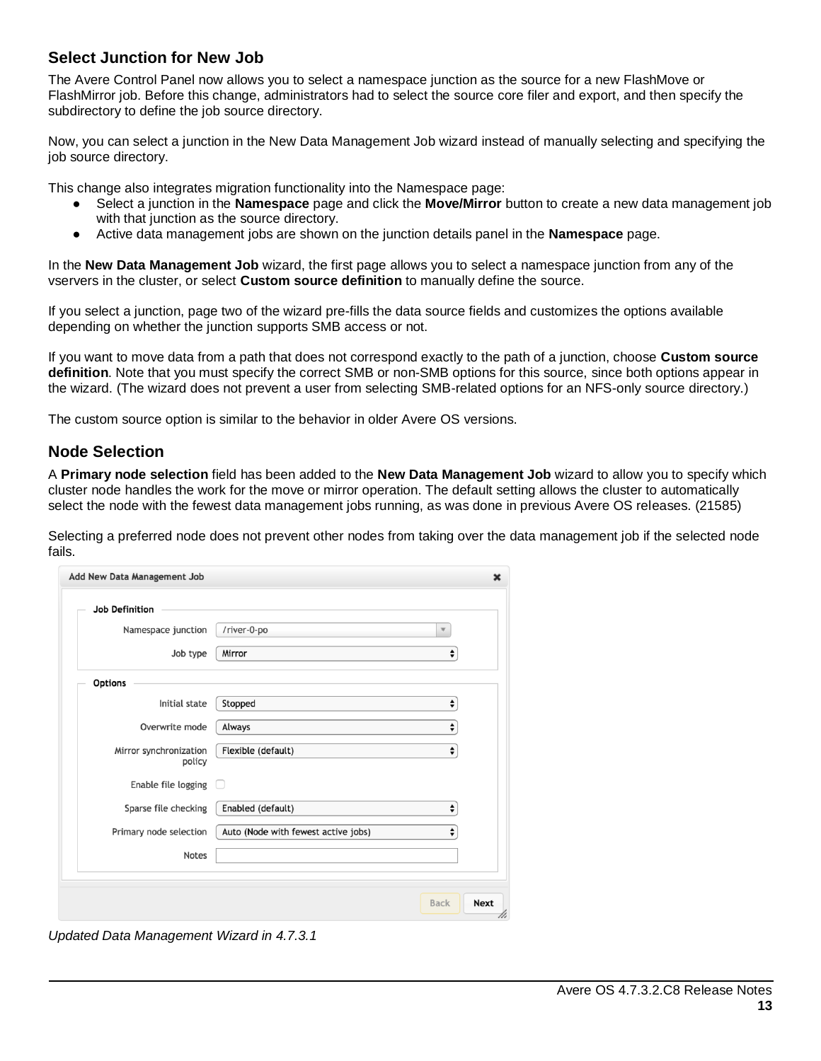## Select Junction for New Job

The Avere Control Panel now allows you to select a namespace junction as the source for a new FlashMove or FlashMirror job. Before this change, administrators had to select the source core filer and export, and then specify the subdirectory to define the job source directory.

Now, you can select a junction in the New Data Management Job wizard instead of manually selecting and specifying the job source directory.

This change also integrates migration functionality into the Namespace page:

- Select a junction in the **Namespace** page and click the **Move/Mirror** button to create a new data management job with that junction as the source directory.
- Active data management jobs are shown on the junction details panel in the **Namespace** page.

In the **New Data Management Job** wizard, the first page allows you to select a namespace junction from any of the vservers in the cluster, or select **Custom source definition** to manually define the source.

If you select a junction, page two of the wizard pre-fills the data source fields and customizes the options available depending on whether the junction supports SMB access or not.

If you want to move data from a path that does not correspond exactly to the path of a junction, choose **Custom source definition**. Note that you must specify the correct SMB or non-SMB options for this source, since both options appear in the wizard. (The wizard does not prevent a user from selecting SMB-related options for an NFS-only source directory.)

The custom source option is similar to the behavior in older Avere OS versions.

## Node Selection

A **Primary node selection** field has been added to the **New Data Management Job** wizard to allow you to specify which cluster node handles the work for the move or mirror operation. The default setting allows the cluster to automatically select the node with the fewest data management jobs running, as was done in previous Avere OS releases. (21585)

Selecting a preferred node does not prevent other nodes from taking over the data management job if the selected node fails.

**Add New Data Management Job**

**Job Definition**

- Namespace junction: /river-0-po
- Job type: Mirror

**Options**

- Initial state: Stopped
- Overwrite mode: Always
- Mirror synchronization policy: Flexible (default)
- Enable file logging: ☐
- Sparse file checking: Enabled (default)
- Primary node selection: Auto (Node with fewest active jobs)
- Notes:

Back | Next

*Updated Data Management Wizard in 4.7.3.1*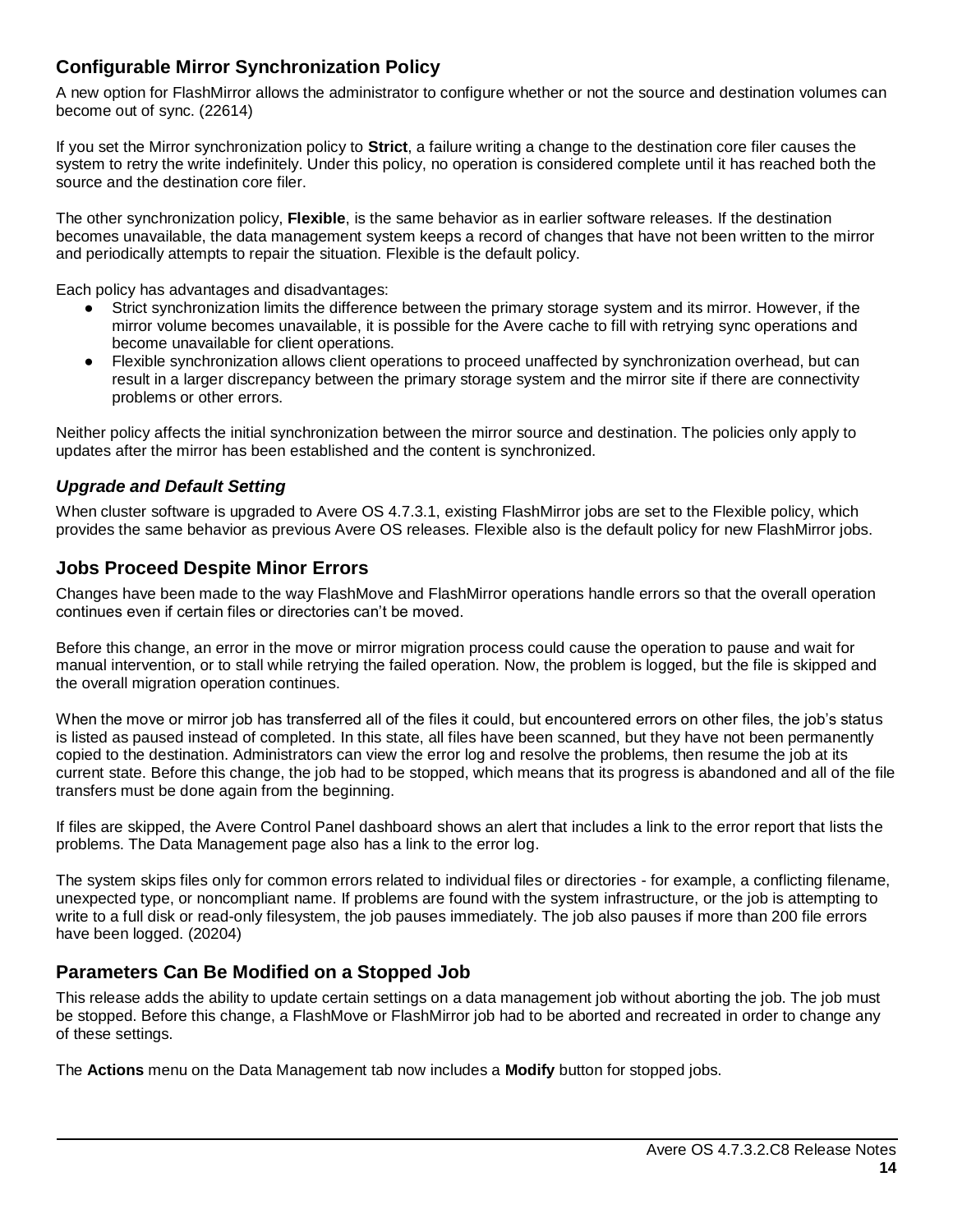## Configurable Mirror Synchronization Policy

A new option for FlashMirror allows the administrator to configure whether or not the source and destination volumes can become out of sync. (22614)

If you set the Mirror synchronization policy to **Strict**, a failure writing a change to the destination core filer causes the system to retry the write indefinitely. Under this policy, no operation is considered complete until it has reached both the source and the destination core filer.

The other synchronization policy, **Flexible**, is the same behavior as in earlier software releases. If the destination becomes unavailable, the data management system keeps a record of changes that have not been written to the mirror and periodically attempts to repair the situation. Flexible is the default policy.

Each policy has advantages and disadvantages:

- Strict synchronization limits the difference between the primary storage system and its mirror. However, if the mirror volume becomes unavailable, it is possible for the Avere cache to fill with retrying sync operations and become unavailable for client operations.
- Flexible synchronization allows client operations to proceed unaffected by synchronization overhead, but can result in a larger discrepancy between the primary storage system and the mirror site if there are connectivity problems or other errors.

Neither policy affects the initial synchronization between the mirror source and destination. The policies only apply to updates after the mirror has been established and the content is synchronized.

### *Upgrade and Default Setting*

When cluster software is upgraded to Avere OS 4.7.3.1, existing FlashMirror jobs are set to the Flexible policy, which provides the same behavior as previous Avere OS releases. Flexible also is the default policy for new FlashMirror jobs.

## Jobs Proceed Despite Minor Errors

Changes have been made to the way FlashMove and FlashMirror operations handle errors so that the overall operation continues even if certain files or directories can't be moved.

Before this change, an error in the move or mirror migration process could cause the operation to pause and wait for manual intervention, or to stall while retrying the failed operation. Now, the problem is logged, but the file is skipped and the overall migration operation continues.

When the move or mirror job has transferred all of the files it could, but encountered errors on other files, the job's status is listed as paused instead of completed. In this state, all files have been scanned, but they have not been permanently copied to the destination. Administrators can view the error log and resolve the problems, then resume the job at its current state. Before this change, the job had to be stopped, which means that its progress is abandoned and all of the file transfers must be done again from the beginning.

If files are skipped, the Avere Control Panel dashboard shows an alert that includes a link to the error report that lists the problems. The Data Management page also has a link to the error log.

The system skips files only for common errors related to individual files or directories - for example, a conflicting filename, unexpected type, or noncompliant name. If problems are found with the system infrastructure, or the job is attempting to write to a full disk or read-only filesystem, the job pauses immediately. The job also pauses if more than 200 file errors have been logged. (20204)

## Parameters Can Be Modified on a Stopped Job

This release adds the ability to update certain settings on a data management job without aborting the job. The job must be stopped. Before this change, a FlashMove or FlashMirror job had to be aborted and recreated in order to change any of these settings.

The **Actions** menu on the Data Management tab now includes a **Modify** button for stopped jobs.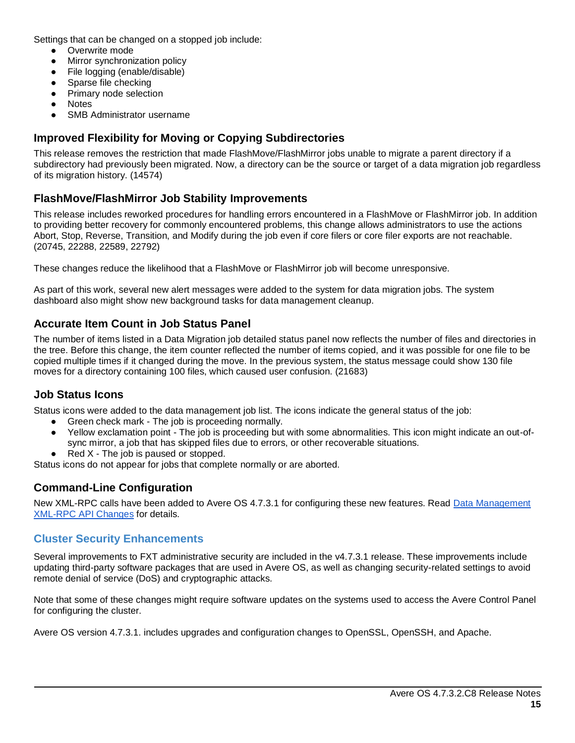Settings that can be changed on a stopped job include:

- Overwrite mode
- Mirror synchronization policy
- File logging (enable/disable)
- Sparse file checking
- Primary node selection
- Notes
- SMB Administrator username

### Improved Flexibility for Moving or Copying Subdirectories

This release removes the restriction that made FlashMove/FlashMirror jobs unable to migrate a parent directory if a subdirectory had previously been migrated. Now, a directory can be the source or target of a data migration job regardless of its migration history. (14574)

### FlashMove/FlashMirror Job Stability Improvements

This release includes reworked procedures for handling errors encountered in a FlashMove or FlashMirror job. In addition to providing better recovery for commonly encountered problems, this change allows administrators to use the actions Abort, Stop, Reverse, Transition, and Modify during the job even if core filers or core filer exports are not reachable. (20745, 22288, 22589, 22792)

These changes reduce the likelihood that a FlashMove or FlashMirror job will become unresponsive.

As part of this work, several new alert messages were added to the system for data migration jobs. The system dashboard also might show new background tasks for data management cleanup.

### Accurate Item Count in Job Status Panel

The number of items listed in a Data Migration job detailed status panel now reflects the number of files and directories in the tree. Before this change, the item counter reflected the number of items copied, and it was possible for one file to be copied multiple times if it changed during the move. In the previous system, the status message could show 130 file moves for a directory containing 100 files, which caused user confusion. (21683)

### Job Status Icons

Status icons were added to the data management job list. The icons indicate the general status of the job:

- Green check mark - The job is proceeding normally.
- Yellow exclamation point - The job is proceeding but with some abnormalities. This icon might indicate an out-of-sync mirror, a job that has skipped files due to errors, or other recoverable situations.
- Red X - The job is paused or stopped.

Status icons do not appear for jobs that complete normally or are aborted.

### Command-Line Configuration

New XML-RPC calls have been added to Avere OS 4.7.3.1 for configuring these new features. Read [Data Management XML-RPC API Changes] for details.

## Cluster Security Enhancements

Several improvements to FXT administrative security are included in the v4.7.3.1 release. These improvements include updating third-party software packages that are used in Avere OS, as well as changing security-related settings to avoid remote denial of service (DoS) and cryptographic attacks.

Note that some of these changes might require software updates on the systems used to access the Avere Control Panel for configuring the cluster.

Avere OS version 4.7.3.1. includes upgrades and configuration changes to OpenSSL, OpenSSH, and Apache.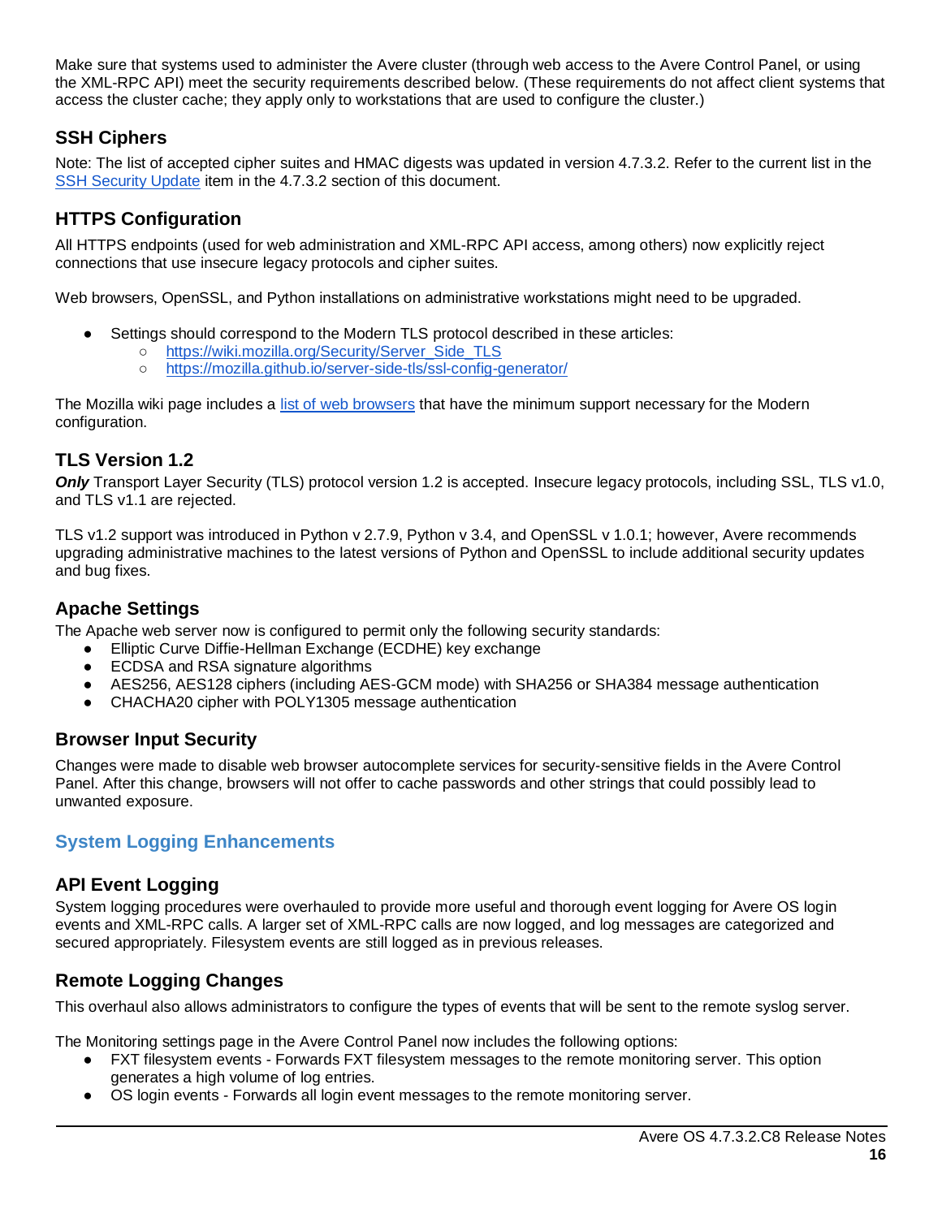Make sure that systems used to administer the Avere cluster (through web access to the Avere Control Panel, or using the XML-RPC API) meet the security requirements described below. (These requirements do not affect client systems that access the cluster cache; they apply only to workstations that are used to configure the cluster.)

### SSH Ciphers

Note: The list of accepted cipher suites and HMAC digests was updated in version 4.7.3.2. Refer to the current list in the SSH Security Update item in the 4.7.3.2 section of this document.

### HTTPS Configuration

All HTTPS endpoints (used for web administration and XML-RPC API access, among others) now explicitly reject connections that use insecure legacy protocols and cipher suites.

Web browsers, OpenSSL, and Python installations on administrative workstations might need to be upgraded.

- Settings should correspond to the Modern TLS protocol described in these articles:
  - https://wiki.mozilla.org/Security/Server_Side_TLS
  - https://mozilla.github.io/server-side-tls/ssl-config-generator/

The Mozilla wiki page includes a list of web browsers that have the minimum support necessary for the Modern configuration.

### TLS Version 1.2

***Only*** Transport Layer Security (TLS) protocol version 1.2 is accepted. Insecure legacy protocols, including SSL, TLS v1.0, and TLS v1.1 are rejected.

TLS v1.2 support was introduced in Python v 2.7.9, Python v 3.4, and OpenSSL v 1.0.1; however, Avere recommends upgrading administrative machines to the latest versions of Python and OpenSSL to include additional security updates and bug fixes.

### Apache Settings

The Apache web server now is configured to permit only the following security standards:

- Elliptic Curve Diffie-Hellman Exchange (ECDHE) key exchange
- ECDSA and RSA signature algorithms
- AES256, AES128 ciphers (including AES-GCM mode) with SHA256 or SHA384 message authentication
- CHACHA20 cipher with POLY1305 message authentication

### Browser Input Security

Changes were made to disable web browser autocomplete services for security-sensitive fields in the Avere Control Panel. After this change, browsers will not offer to cache passwords and other strings that could possibly lead to unwanted exposure.

## System Logging Enhancements

### API Event Logging

System logging procedures were overhauled to provide more useful and thorough event logging for Avere OS login events and XML-RPC calls. A larger set of XML-RPC calls are now logged, and log messages are categorized and secured appropriately. Filesystem events are still logged as in previous releases.

### Remote Logging Changes

This overhaul also allows administrators to configure the types of events that will be sent to the remote syslog server.

The Monitoring settings page in the Avere Control Panel now includes the following options:

- FXT filesystem events - Forwards FXT filesystem messages to the remote monitoring server. This option generates a high volume of log entries.
- OS login events - Forwards all login event messages to the remote monitoring server.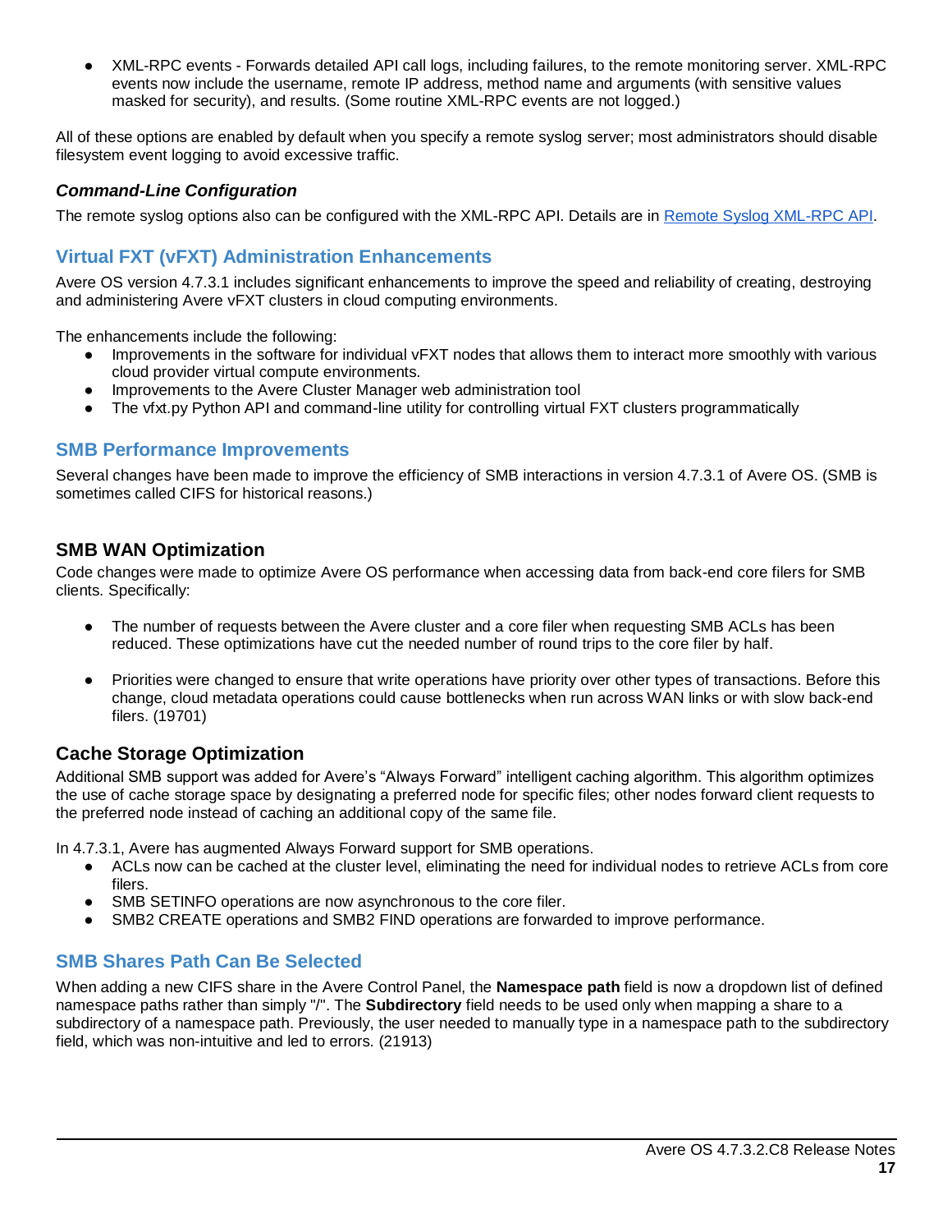- XML-RPC events - Forwards detailed API call logs, including failures, to the remote monitoring server. XML-RPC events now include the username, remote IP address, method name and arguments (with sensitive values masked for security), and results. (Some routine XML-RPC events are not logged.)

All of these options are enabled by default when you specify a remote syslog server; most administrators should disable filesystem event logging to avoid excessive traffic.

### *Command-Line Configuration*

The remote syslog options also can be configured with the XML-RPC API. Details are in Remote Syslog XML-RPC API.

## Virtual FXT (vFXT) Administration Enhancements

Avere OS version 4.7.3.1 includes significant enhancements to improve the speed and reliability of creating, destroying and administering Avere vFXT clusters in cloud computing environments.

The enhancements include the following:

- Improvements in the software for individual vFXT nodes that allows them to interact more smoothly with various cloud provider virtual compute environments.
- Improvements to the Avere Cluster Manager web administration tool
- The vfxt.py Python API and command-line utility for controlling virtual FXT clusters programmatically

## SMB Performance Improvements

Several changes have been made to improve the efficiency of SMB interactions in version 4.7.3.1 of Avere OS. (SMB is sometimes called CIFS for historical reasons.)

### SMB WAN Optimization

Code changes were made to optimize Avere OS performance when accessing data from back-end core filers for SMB clients. Specifically:

- The number of requests between the Avere cluster and a core filer when requesting SMB ACLs has been reduced. These optimizations have cut the needed number of round trips to the core filer by half.

- Priorities were changed to ensure that write operations have priority over other types of transactions. Before this change, cloud metadata operations could cause bottlenecks when run across WAN links or with slow back-end filers. (19701)

### Cache Storage Optimization

Additional SMB support was added for Avere's "Always Forward" intelligent caching algorithm. This algorithm optimizes the use of cache storage space by designating a preferred node for specific files; other nodes forward client requests to the preferred node instead of caching an additional copy of the same file.

In 4.7.3.1, Avere has augmented Always Forward support for SMB operations.

- ACLs now can be cached at the cluster level, eliminating the need for individual nodes to retrieve ACLs from core filers.
- SMB SETINFO operations are now asynchronous to the core filer.
- SMB2 CREATE operations and SMB2 FIND operations are forwarded to improve performance.

## SMB Shares Path Can Be Selected

When adding a new CIFS share in the Avere Control Panel, the **Namespace path** field is now a dropdown list of defined namespace paths rather than simply "/". The **Subdirectory** field needs to be used only when mapping a share to a subdirectory of a namespace path. Previously, the user needed to manually type in a namespace path to the subdirectory field, which was non-intuitive and led to errors. (21913)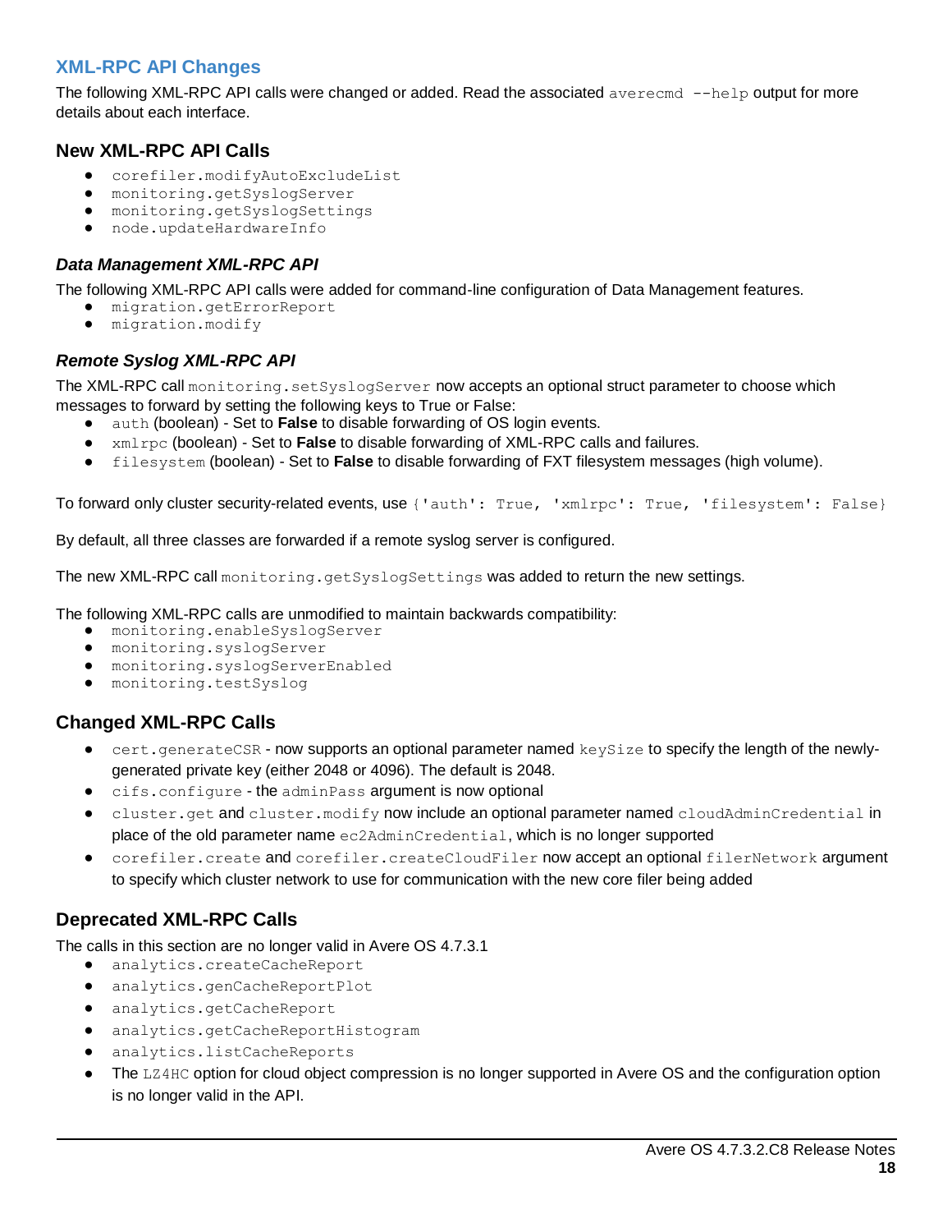## XML-RPC API Changes

The following XML-RPC API calls were changed or added. Read the associated `averecmd --help` output for more details about each interface.

### New XML-RPC API Calls

- `corefiler.modifyAutoExcludeList`
- `monitoring.getSyslogServer`
- `monitoring.getSyslogSettings`
- `node.updateHardwareInfo`

#### *Data Management XML-RPC API*

The following XML-RPC API calls were added for command-line configuration of Data Management features.

- `migration.getErrorReport`
- `migration.modify`

#### *Remote Syslog XML-RPC API*

The XML-RPC call `monitoring.setSyslogServer` now accepts an optional struct parameter to choose which messages to forward by setting the following keys to True or False:

- `auth` (boolean) - Set to **False** to disable forwarding of OS login events.
- `xmlrpc` (boolean) - Set to **False** to disable forwarding of XML-RPC calls and failures.
- `filesystem` (boolean) - Set to **False** to disable forwarding of FXT filesystem messages (high volume).

To forward only cluster security-related events, use `{'auth': True, 'xmlrpc': True, 'filesystem': False}`

By default, all three classes are forwarded if a remote syslog server is configured.

The new XML-RPC call `monitoring.getSyslogSettings` was added to return the new settings.

The following XML-RPC calls are unmodified to maintain backwards compatibility:

- `monitoring.enableSyslogServer`
- `monitoring.syslogServer`
- `monitoring.syslogServerEnabled`
- `monitoring.testSyslog`

### Changed XML-RPC Calls

- `cert.generateCSR` - now supports an optional parameter named `keySize` to specify the length of the newly-generated private key (either 2048 or 4096). The default is 2048.
- `cifs.configure` - the `adminPass` argument is now optional
- `cluster.get` and `cluster.modify` now include an optional parameter named `cloudAdminCredential` in place of the old parameter name `ec2AdminCredential`, which is no longer supported
- `corefiler.create` and `corefiler.createCloudFiler` now accept an optional `filerNetwork` argument to specify which cluster network to use for communication with the new core filer being added

### Deprecated XML-RPC Calls

The calls in this section are no longer valid in Avere OS 4.7.3.1

- `analytics.createCacheReport`
- `analytics.genCacheReportPlot`
- `analytics.getCacheReport`
- `analytics.getCacheReportHistogram`
- `analytics.listCacheReports`
- The `LZ4HC` option for cloud object compression is no longer supported in Avere OS and the configuration option is no longer valid in the API.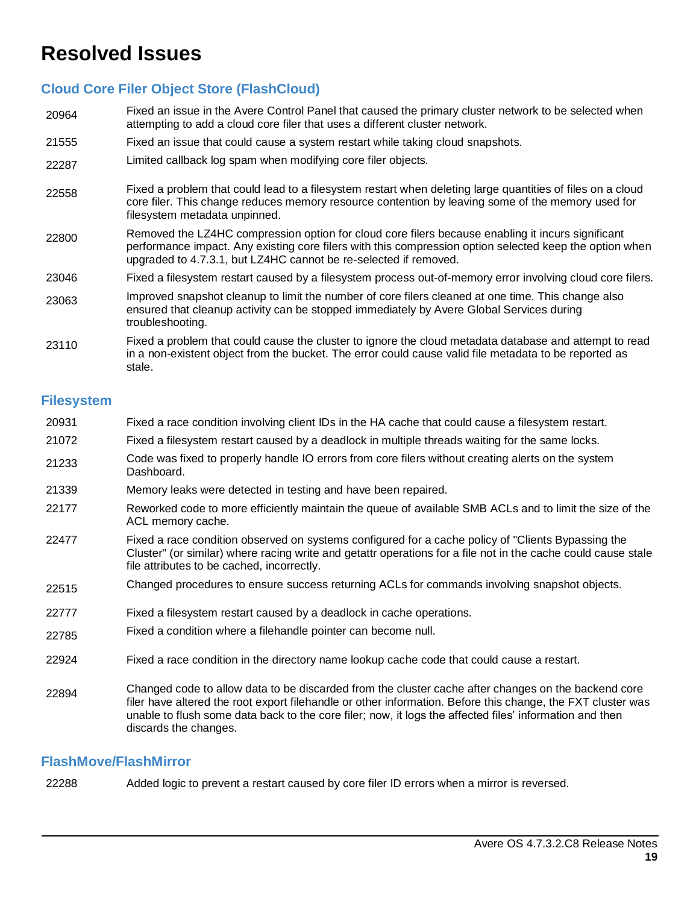# Resolved Issues

## Cloud Core Filer Object Store (FlashCloud)

| | |
|---|---|
| 20964 | Fixed an issue in the Avere Control Panel that caused the primary cluster network to be selected when attempting to add a cloud core filer that uses a different cluster network. |
| 21555 | Fixed an issue that could cause a system restart while taking cloud snapshots. |
| 22287 | Limited callback log spam when modifying core filer objects. |
| 22558 | Fixed a problem that could lead to a filesystem restart when deleting large quantities of files on a cloud core filer. This change reduces memory resource contention by leaving some of the memory used for filesystem metadata unpinned. |
| 22800 | Removed the LZ4HC compression option for cloud core filers because enabling it incurs significant performance impact. Any existing core filers with this compression option selected keep the option when upgraded to 4.7.3.1, but LZ4HC cannot be re-selected if removed. |
| 23046 | Fixed a filesystem restart caused by a filesystem process out-of-memory error involving cloud core filers. |
| 23063 | Improved snapshot cleanup to limit the number of core filers cleaned at one time. This change also ensured that cleanup activity can be stopped immediately by Avere Global Services during troubleshooting. |
| 23110 | Fixed a problem that could cause the cluster to ignore the cloud metadata database and attempt to read in a non-existent object from the bucket. The error could cause valid file metadata to be reported as stale. |

## Filesystem

| | |
|---|---|
| 20931 | Fixed a race condition involving client IDs in the HA cache that could cause a filesystem restart. |
| 21072 | Fixed a filesystem restart caused by a deadlock in multiple threads waiting for the same locks. |
| 21233 | Code was fixed to properly handle IO errors from core filers without creating alerts on the system Dashboard. |
| 21339 | Memory leaks were detected in testing and have been repaired. |
| 22177 | Reworked code to more efficiently maintain the queue of available SMB ACLs and to limit the size of the ACL memory cache. |
| 22477 | Fixed a race condition observed on systems configured for a cache policy of "Clients Bypassing the Cluster" (or similar) where racing write and getattr operations for a file not in the cache could cause stale file attributes to be cached, incorrectly. |
| 22515 | Changed procedures to ensure success returning ACLs for commands involving snapshot objects. |
| 22777 | Fixed a filesystem restart caused by a deadlock in cache operations. |
| 22785 | Fixed a condition where a filehandle pointer can become null. |
| 22924 | Fixed a race condition in the directory name lookup cache code that could cause a restart. |
| 22894 | Changed code to allow data to be discarded from the cluster cache after changes on the backend core filer have altered the root export filehandle or other information. Before this change, the FXT cluster was unable to flush some data back to the core filer; now, it logs the affected files' information and then discards the changes. |

## FlashMove/FlashMirror

| | |
|---|---|
| 22288 | Added logic to prevent a restart caused by core filer ID errors when a mirror is reversed. |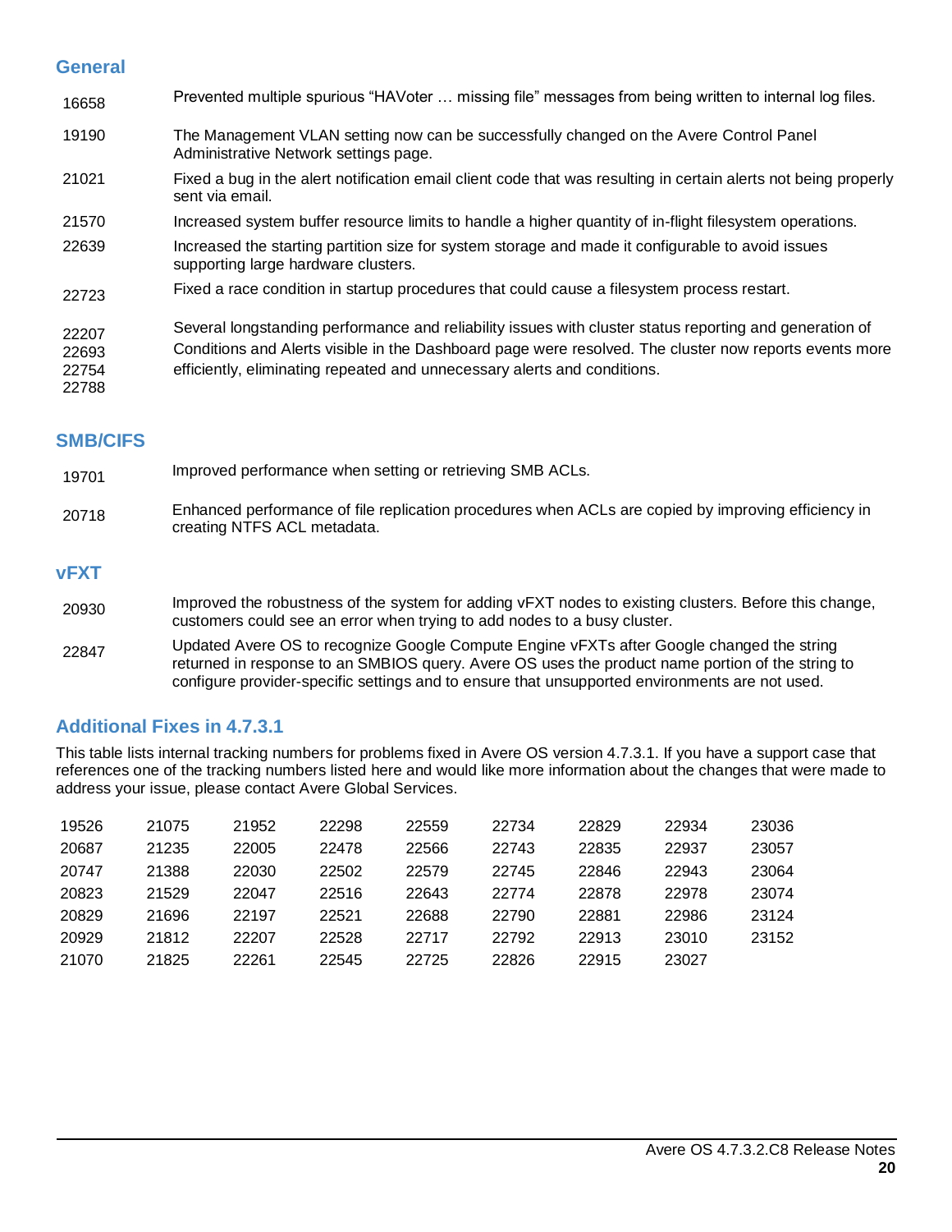## General

| | |
|---|---|
| 16658 | Prevented multiple spurious "HAVoter … missing file" messages from being written to internal log files. |
| 19190 | The Management VLAN setting now can be successfully changed on the Avere Control Panel Administrative Network settings page. |
| 21021 | Fixed a bug in the alert notification email client code that was resulting in certain alerts not being properly sent via email. |
| 21570 | Increased system buffer resource limits to handle a higher quantity of in-flight filesystem operations. |
| 22639 | Increased the starting partition size for system storage and made it configurable to avoid issues supporting large hardware clusters. |
| 22723 | Fixed a race condition in startup procedures that could cause a filesystem process restart. |
| 22207<br>22693<br>22754<br>22788 | Several longstanding performance and reliability issues with cluster status reporting and generation of Conditions and Alerts visible in the Dashboard page were resolved. The cluster now reports events more efficiently, eliminating repeated and unnecessary alerts and conditions. |

## SMB/CIFS

| | |
|---|---|
| 19701 | Improved performance when setting or retrieving SMB ACLs. |
| 20718 | Enhanced performance of file replication procedures when ACLs are copied by improving efficiency in creating NTFS ACL metadata. |

## vFXT

| | |
|---|---|
| 20930 | Improved the robustness of the system for adding vFXT nodes to existing clusters. Before this change, customers could see an error when trying to add nodes to a busy cluster. |
| 22847 | Updated Avere OS to recognize Google Compute Engine vFXTs after Google changed the string returned in response to an SMBIOS query. Avere OS uses the product name portion of the string to configure provider-specific settings and to ensure that unsupported environments are not used. |

## Additional Fixes in 4.7.3.1

This table lists internal tracking numbers for problems fixed in Avere OS version 4.7.3.1. If you have a support case that references one of the tracking numbers listed here and would like more information about the changes that were made to address your issue, please contact Avere Global Services.

| | | | | | | | | |
|---|---|---|---|---|---|---|---|---|
| 19526 | 21075 | 21952 | 22298 | 22559 | 22734 | 22829 | 22934 | 23036 |
| 20687 | 21235 | 22005 | 22478 | 22566 | 22743 | 22835 | 22937 | 23057 |
| 20747 | 21388 | 22030 | 22502 | 22579 | 22745 | 22846 | 22943 | 23064 |
| 20823 | 21529 | 22047 | 22516 | 22643 | 22774 | 22878 | 22978 | 23074 |
| 20829 | 21696 | 22197 | 22521 | 22688 | 22790 | 22881 | 22986 | 23124 |
| 20929 | 21812 | 22207 | 22528 | 22717 | 22792 | 22913 | 23010 | 23152 |
| 21070 | 21825 | 22261 | 22545 | 22725 | 22826 | 22915 | 23027 | |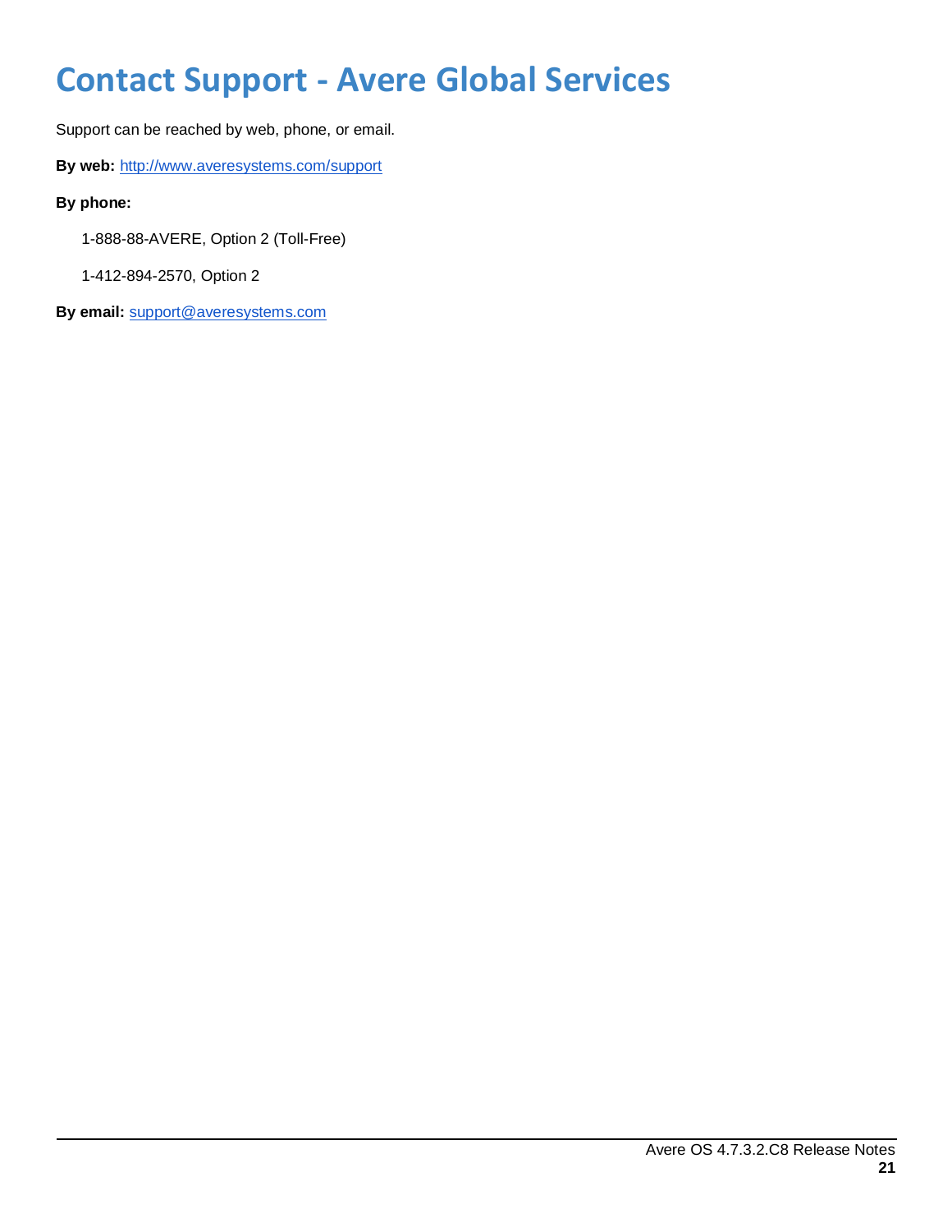# Contact Support - Avere Global Services

Support can be reached by web, phone, or email.

**By web:** http://www.averesystems.com/support

**By phone:**

1-888-88-AVERE, Option 2 (Toll-Free)

1-412-894-2570, Option 2

**By email:** support@averesystems.com